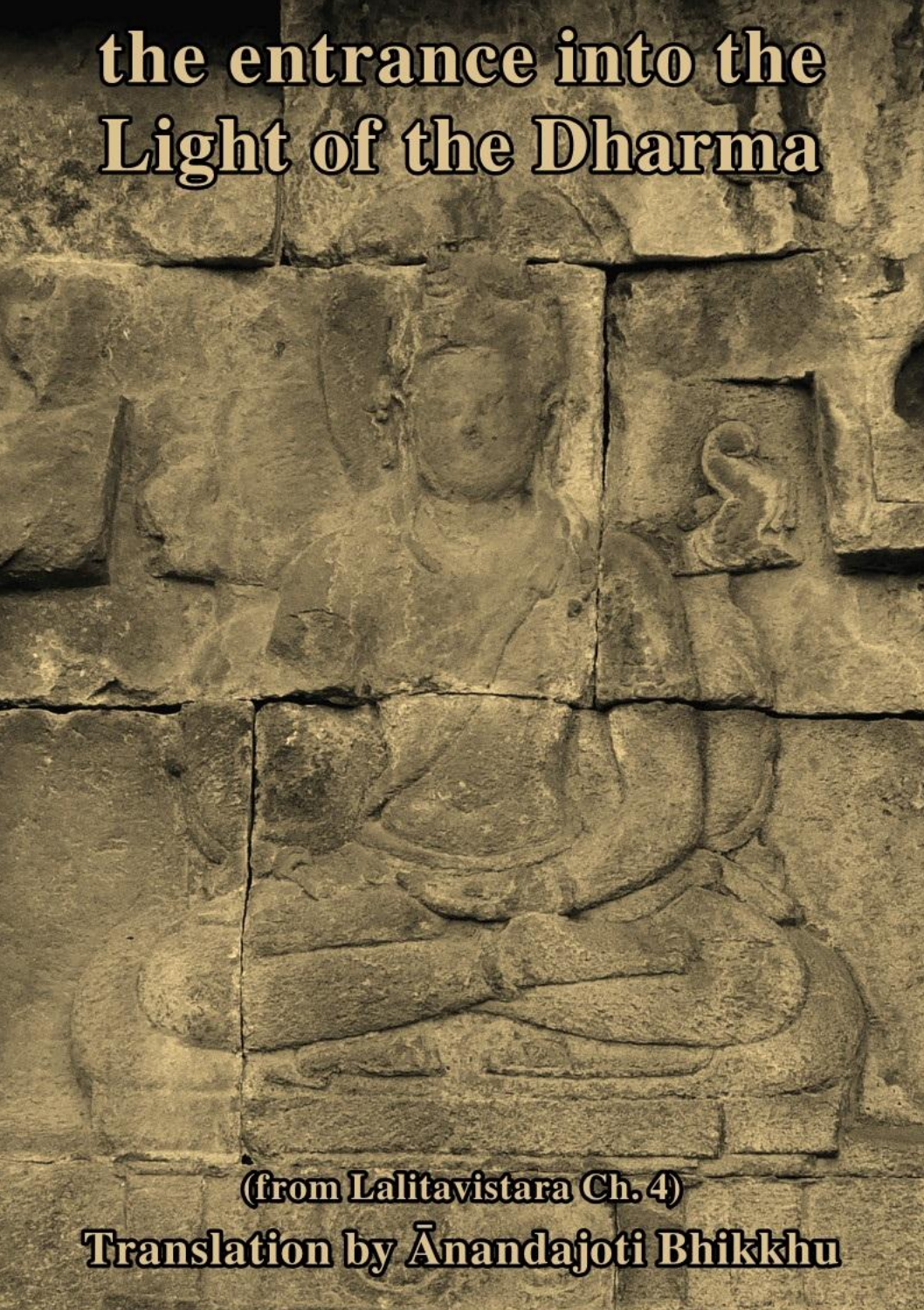# the entrance into the Light of the Dharma

(from Lalitavistara Ch. 4)

**Translation by Ānandajoti Bhikkhu**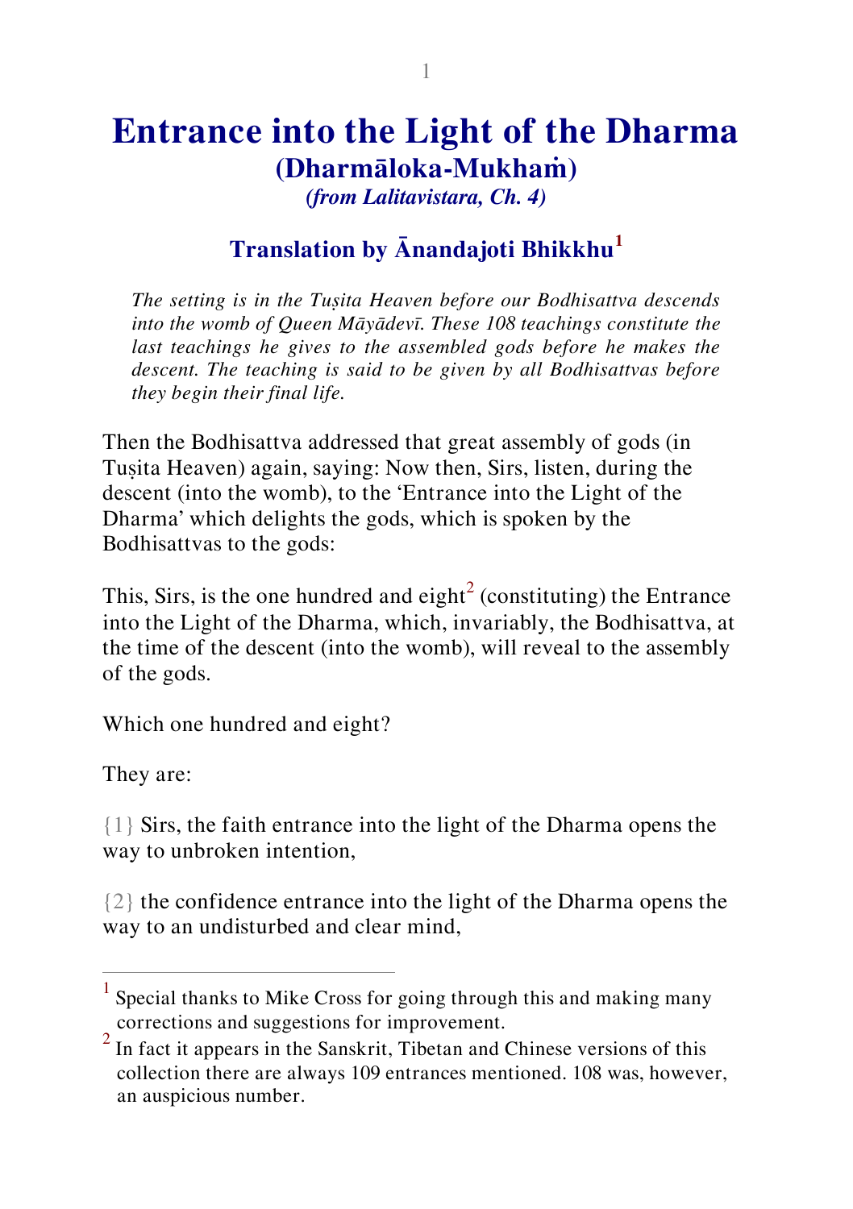# Entrance into the Light of the Dharma

## (Dharmāloka-Mukhaṁ)

### *(from Lalitavistara, Ch. 4)*

### Translation by Ānandajoti Bhikkhu[1]

*The setting is in the Tuṣita Heaven before our Bodhisattva descends into the womb of Queen Māyādevī. These 108 teachings constitute the last teachings he gives to the assembled gods before he makes the descent. The teaching is said to be given by all Bodhisattvas before they begin their final life.*

Then the Bodhisattva addressed that great assembly of gods (in Tuṣita Heaven) again, saying: Now then, Sirs, listen, during the descent (into the womb), to the 'Entrance into the Light of the Dharma' which delights the gods, which is spoken by the Bodhisattvas to the gods:

This, Sirs, is the one hundred and eight[2] (constituting) the Entrance into the Light of the Dharma, which, invariably, the Bodhisattva, at the time of the descent (into the womb), will reveal to the assembly of the gods.

Which one hundred and eight?

They are:

{1} Sirs, the faith entrance into the light of the Dharma opens the way to unbroken intention,

{2} the confidence entrance into the light of the Dharma opens the way to an undisturbed and clear mind,

---

[1] Special thanks to Mike Cross for going through this and making many corrections and suggestions for improvement.

[2] In fact it appears in the Sanskrit, Tibetan and Chinese versions of this collection there are always 109 entrances mentioned. 108 was, however, an auspicious number.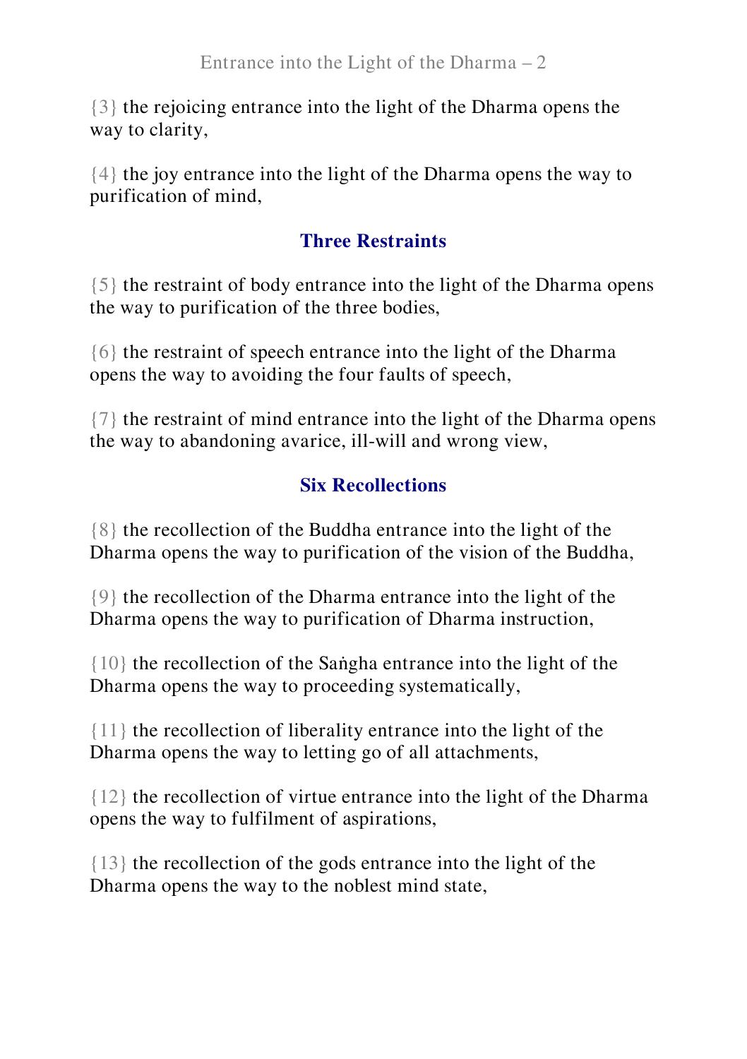{3} the rejoicing entrance into the light of the Dharma opens the way to clarity,

{4} the joy entrance into the light of the Dharma opens the way to purification of mind,

### Three Restraints

{5} the restraint of body entrance into the light of the Dharma opens the way to purification of the three bodies,

{6} the restraint of speech entrance into the light of the Dharma opens the way to avoiding the four faults of speech,

{7} the restraint of mind entrance into the light of the Dharma opens the way to abandoning avarice, ill-will and wrong view,

### Six Recollections

{8} the recollection of the Buddha entrance into the light of the Dharma opens the way to purification of the vision of the Buddha,

{9} the recollection of the Dharma entrance into the light of the Dharma opens the way to purification of Dharma instruction,

{10} the recollection of the Saṅgha entrance into the light of the Dharma opens the way to proceeding systematically,

{11} the recollection of liberality entrance into the light of the Dharma opens the way to letting go of all attachments,

{12} the recollection of virtue entrance into the light of the Dharma opens the way to fulfilment of aspirations,

{13} the recollection of the gods entrance into the light of the Dharma opens the way to the noblest mind state,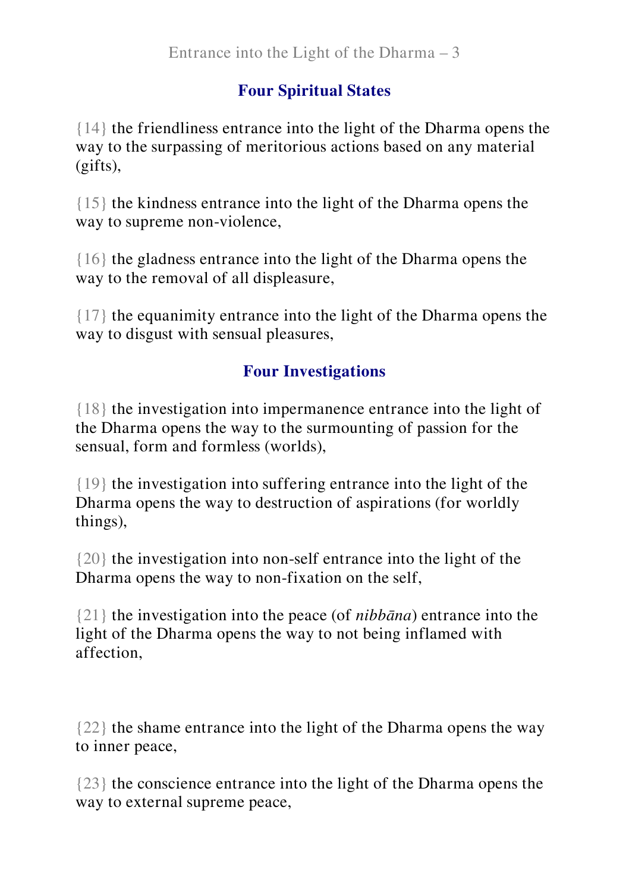## Four Spiritual States

{14} the friendliness entrance into the light of the Dharma opens the way to the surpassing of meritorious actions based on any material (gifts),

{15} the kindness entrance into the light of the Dharma opens the way to supreme non-violence,

{16} the gladness entrance into the light of the Dharma opens the way to the removal of all displeasure,

{17} the equanimity entrance into the light of the Dharma opens the way to disgust with sensual pleasures,

## Four Investigations

{18} the investigation into impermanence entrance into the light of the Dharma opens the way to the surmounting of passion for the sensual, form and formless (worlds),

{19} the investigation into suffering entrance into the light of the Dharma opens the way to destruction of aspirations (for worldly things),

{20} the investigation into non-self entrance into the light of the Dharma opens the way to non-fixation on the self,

{21} the investigation into the peace (of *nibbāna*) entrance into the light of the Dharma opens the way to not being inflamed with affection,

{22} the shame entrance into the light of the Dharma opens the way to inner peace,

{23} the conscience entrance into the light of the Dharma opens the way to external supreme peace,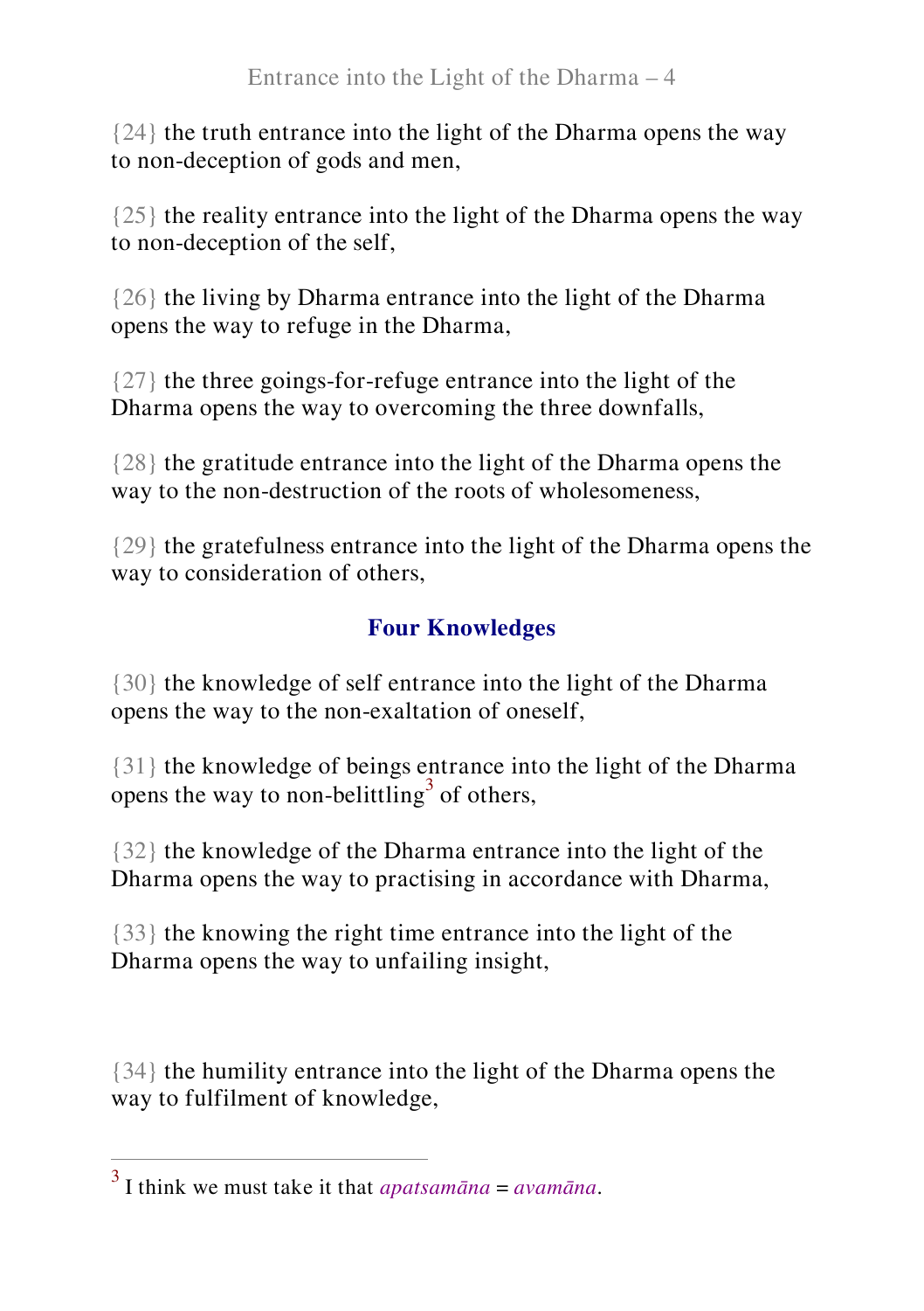{24} the truth entrance into the light of the Dharma opens the way to non-deception of gods and men,

{25} the reality entrance into the light of the Dharma opens the way to non-deception of the self,

{26} the living by Dharma entrance into the light of the Dharma opens the way to refuge in the Dharma,

{27} the three goings-for-refuge entrance into the light of the Dharma opens the way to overcoming the three downfalls,

{28} the gratitude entrance into the light of the Dharma opens the way to the non-destruction of the roots of wholesomeness,

{29} the gratefulness entrance into the light of the Dharma opens the way to consideration of others,

## Four Knowledges

{30} the knowledge of self entrance into the light of the Dharma opens the way to the non-exaltation of oneself,

{31} the knowledge of beings entrance into the light of the Dharma opens the way to non-belittling[3] of others,

{32} the knowledge of the Dharma entrance into the light of the Dharma opens the way to practising in accordance with Dharma,

{33} the knowing the right time entrance into the light of the Dharma opens the way to unfailing insight,

{34} the humility entrance into the light of the Dharma opens the way to fulfilment of knowledge,

---

[3] I think we must take it that *apatsamāna* = *avamāna*.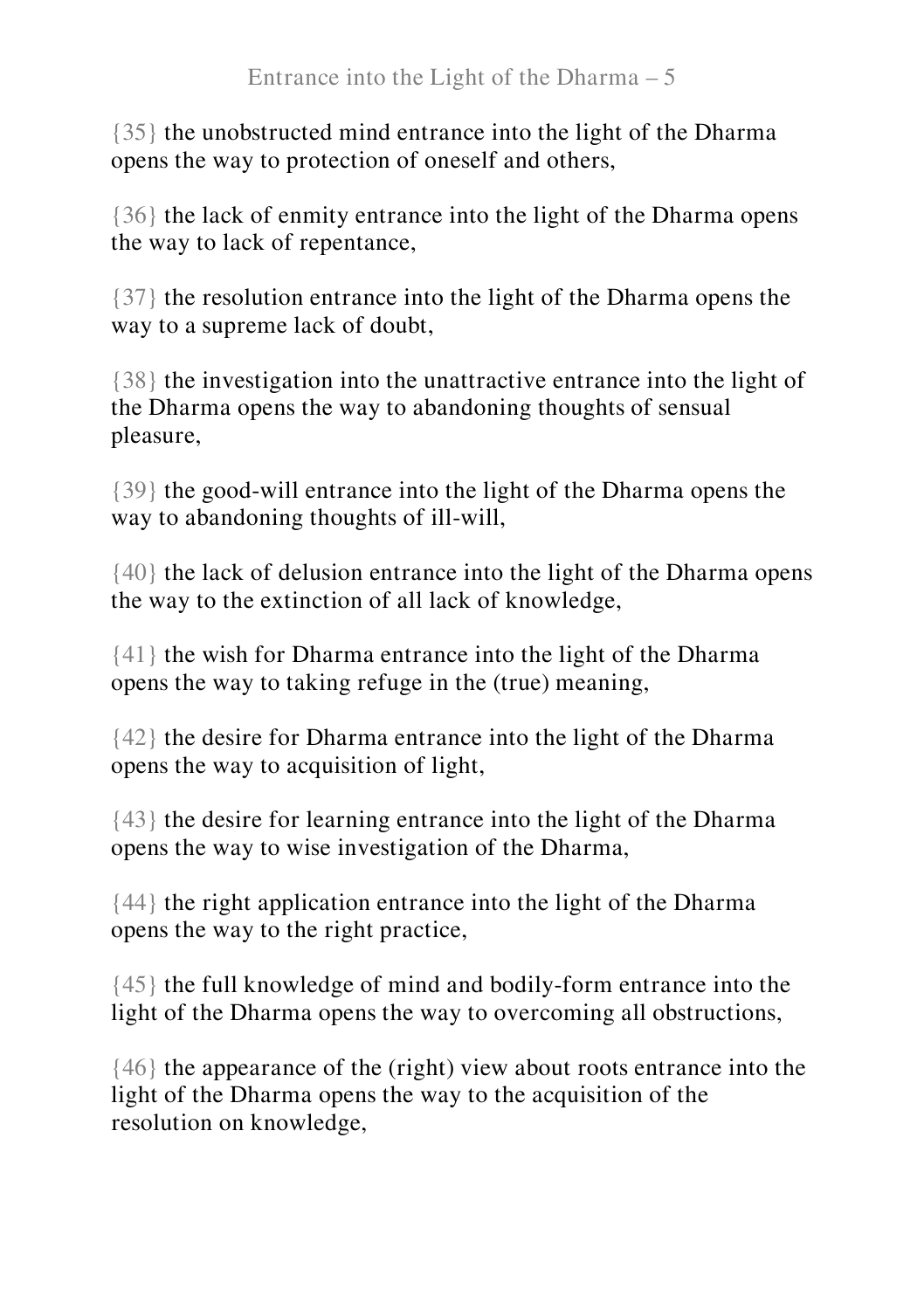{35} the unobstructed mind entrance into the light of the Dharma opens the way to protection of oneself and others,

{36} the lack of enmity entrance into the light of the Dharma opens the way to lack of repentance,

{37} the resolution entrance into the light of the Dharma opens the way to a supreme lack of doubt,

{38} the investigation into the unattractive entrance into the light of the Dharma opens the way to abandoning thoughts of sensual pleasure,

{39} the good-will entrance into the light of the Dharma opens the way to abandoning thoughts of ill-will,

{40} the lack of delusion entrance into the light of the Dharma opens the way to the extinction of all lack of knowledge,

{41} the wish for Dharma entrance into the light of the Dharma opens the way to taking refuge in the (true) meaning,

{42} the desire for Dharma entrance into the light of the Dharma opens the way to acquisition of light,

{43} the desire for learning entrance into the light of the Dharma opens the way to wise investigation of the Dharma,

{44} the right application entrance into the light of the Dharma opens the way to the right practice,

{45} the full knowledge of mind and bodily-form entrance into the light of the Dharma opens the way to overcoming all obstructions,

{46} the appearance of the (right) view about roots entrance into the light of the Dharma opens the way to the acquisition of the resolution on knowledge,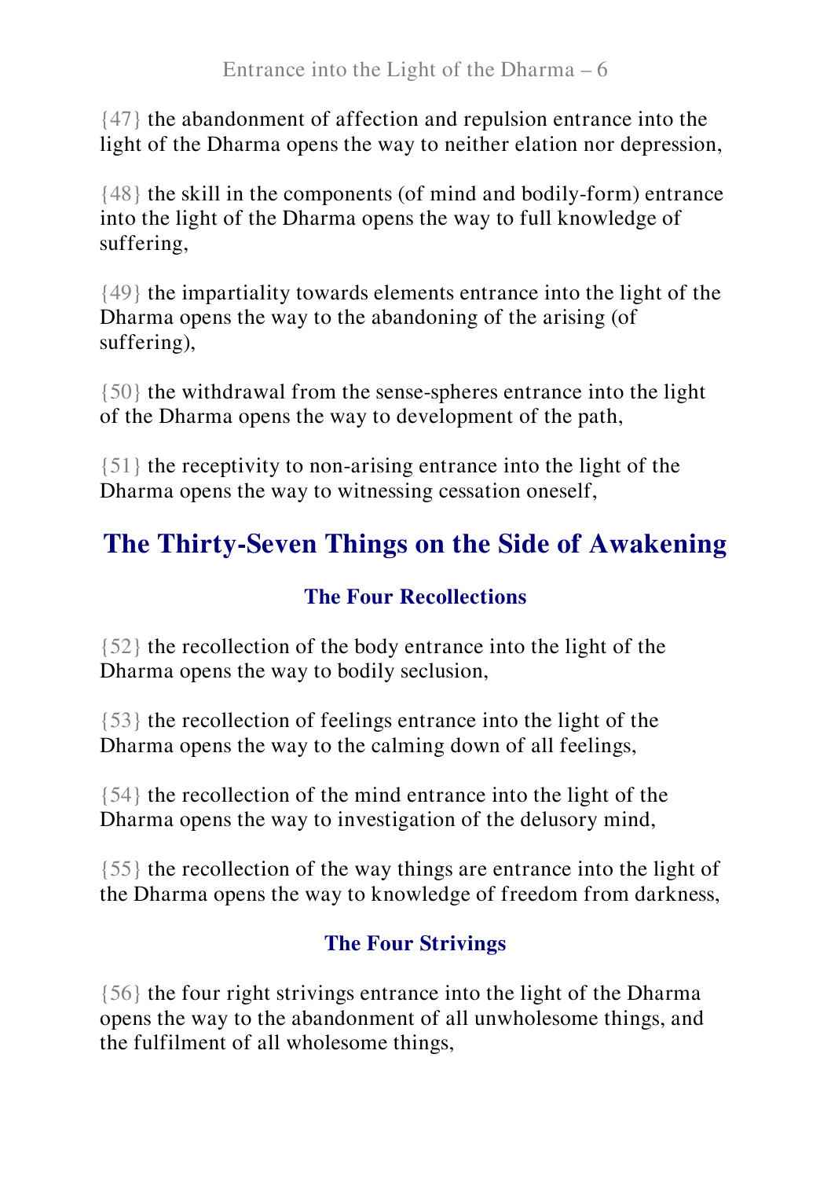{47} the abandonment of affection and repulsion entrance into the light of the Dharma opens the way to neither elation nor depression,

{48} the skill in the components (of mind and bodily-form) entrance into the light of the Dharma opens the way to full knowledge of suffering,

{49} the impartiality towards elements entrance into the light of the Dharma opens the way to the abandoning of the arising (of suffering),

{50} the withdrawal from the sense-spheres entrance into the light of the Dharma opens the way to development of the path,

{51} the receptivity to non-arising entrance into the light of the Dharma opens the way to witnessing cessation oneself,

## The Thirty-Seven Things on the Side of Awakening

### The Four Recollections

{52} the recollection of the body entrance into the light of the Dharma opens the way to bodily seclusion,

{53} the recollection of feelings entrance into the light of the Dharma opens the way to the calming down of all feelings,

{54} the recollection of the mind entrance into the light of the Dharma opens the way to investigation of the delusory mind,

{55} the recollection of the way things are entrance into the light of the Dharma opens the way to knowledge of freedom from darkness,

### The Four Strivings

{56} the four right strivings entrance into the light of the Dharma opens the way to the abandonment of all unwholesome things, and the fulfilment of all wholesome things,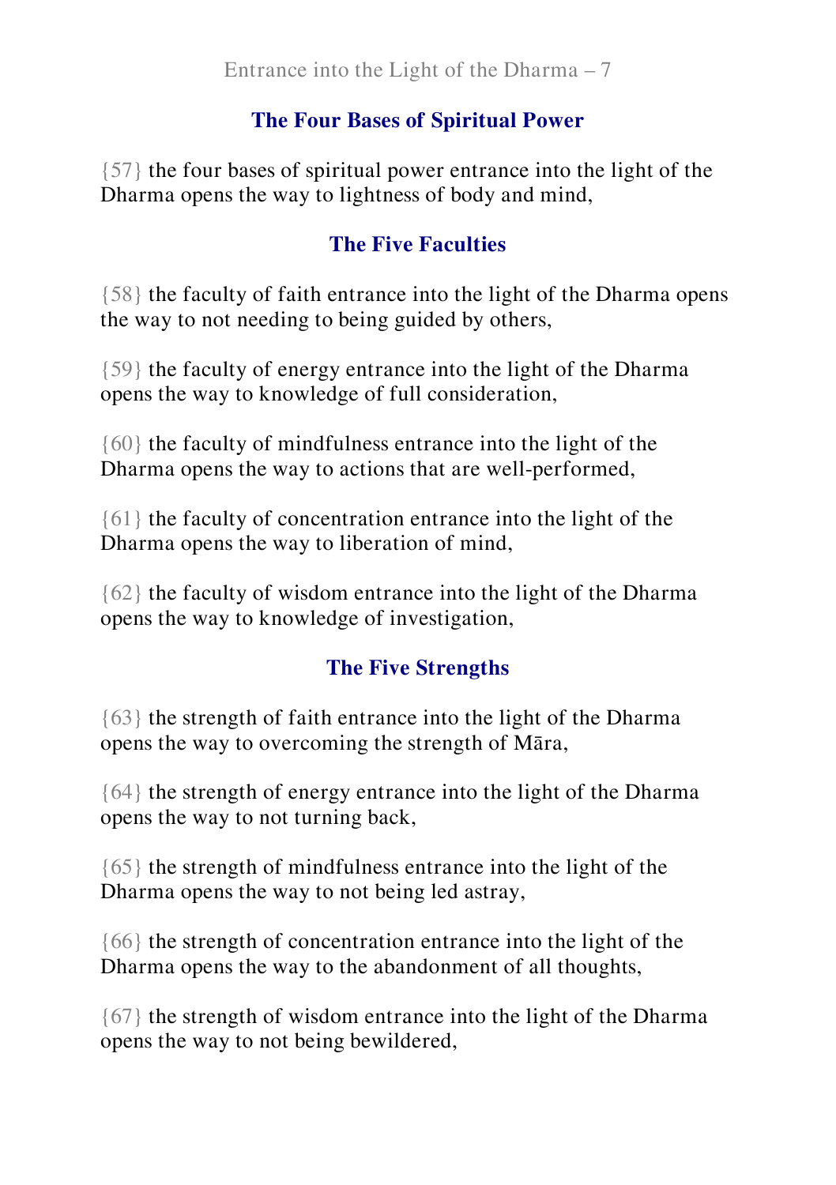### The Four Bases of Spiritual Power

{57} the four bases of spiritual power entrance into the light of the Dharma opens the way to lightness of body and mind,

### The Five Faculties

{58} the faculty of faith entrance into the light of the Dharma opens the way to not needing to being guided by others,

{59} the faculty of energy entrance into the light of the Dharma opens the way to knowledge of full consideration,

{60} the faculty of mindfulness entrance into the light of the Dharma opens the way to actions that are well-performed,

{61} the faculty of concentration entrance into the light of the Dharma opens the way to liberation of mind,

{62} the faculty of wisdom entrance into the light of the Dharma opens the way to knowledge of investigation,

### The Five Strengths

{63} the strength of faith entrance into the light of the Dharma opens the way to overcoming the strength of Māra,

{64} the strength of energy entrance into the light of the Dharma opens the way to not turning back,

{65} the strength of mindfulness entrance into the light of the Dharma opens the way to not being led astray,

{66} the strength of concentration entrance into the light of the Dharma opens the way to the abandonment of all thoughts,

{67} the strength of wisdom entrance into the light of the Dharma opens the way to not being bewildered,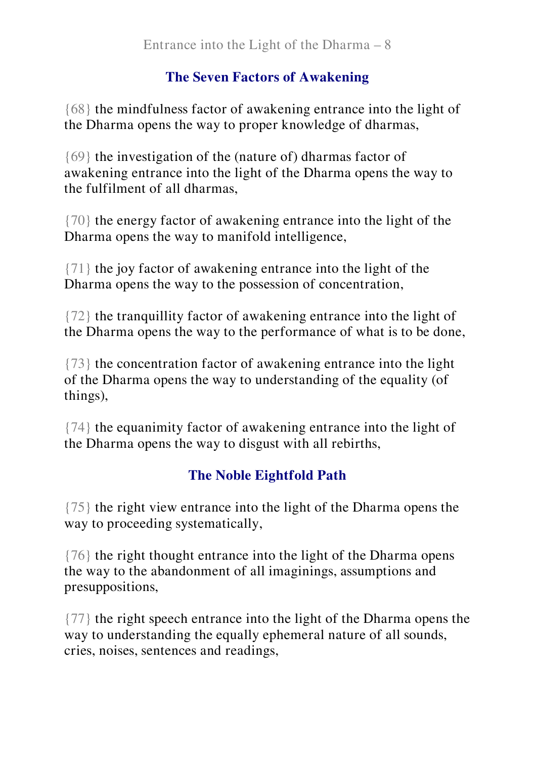## The Seven Factors of Awakening

{68} the mindfulness factor of awakening entrance into the light of the Dharma opens the way to proper knowledge of dharmas,

{69} the investigation of the (nature of) dharmas factor of awakening entrance into the light of the Dharma opens the way to the fulfilment of all dharmas,

{70} the energy factor of awakening entrance into the light of the Dharma opens the way to manifold intelligence,

{71} the joy factor of awakening entrance into the light of the Dharma opens the way to the possession of concentration,

{72} the tranquillity factor of awakening entrance into the light of the Dharma opens the way to the performance of what is to be done,

{73} the concentration factor of awakening entrance into the light of the Dharma opens the way to understanding of the equality (of things),

{74} the equanimity factor of awakening entrance into the light of the Dharma opens the way to disgust with all rebirths,

## The Noble Eightfold Path

{75} the right view entrance into the light of the Dharma opens the way to proceeding systematically,

{76} the right thought entrance into the light of the Dharma opens the way to the abandonment of all imaginings, assumptions and presuppositions,

{77} the right speech entrance into the light of the Dharma opens the way to understanding the equally ephemeral nature of all sounds, cries, noises, sentences and readings,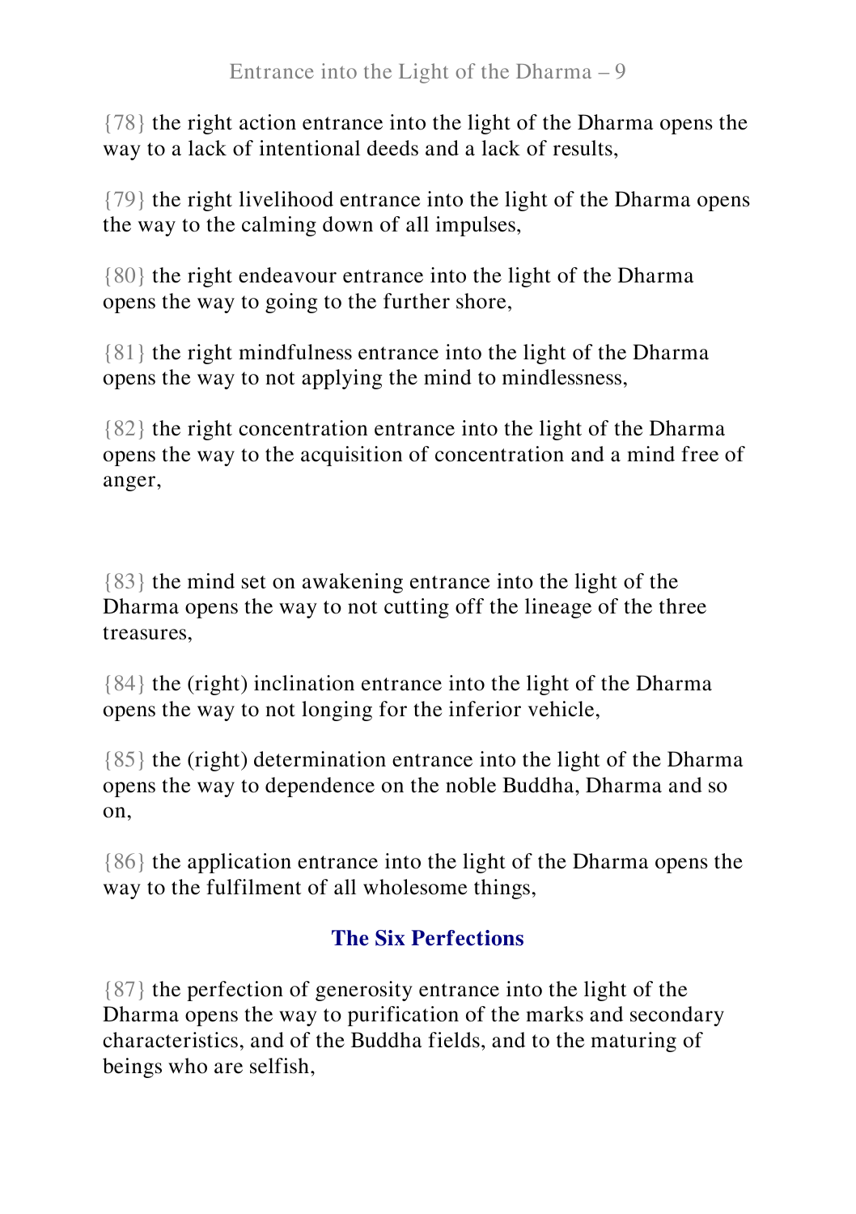{78} the right action entrance into the light of the Dharma opens the way to a lack of intentional deeds and a lack of results,

{79} the right livelihood entrance into the light of the Dharma opens the way to the calming down of all impulses,

{80} the right endeavour entrance into the light of the Dharma opens the way to going to the further shore,

{81} the right mindfulness entrance into the light of the Dharma opens the way to not applying the mind to mindlessness,

{82} the right concentration entrance into the light of the Dharma opens the way to the acquisition of concentration and a mind free of anger,

{83} the mind set on awakening entrance into the light of the Dharma opens the way to not cutting off the lineage of the three treasures,

{84} the (right) inclination entrance into the light of the Dharma opens the way to not longing for the inferior vehicle,

{85} the (right) determination entrance into the light of the Dharma opens the way to dependence on the noble Buddha, Dharma and so on,

{86} the application entrance into the light of the Dharma opens the way to the fulfilment of all wholesome things,

## The Six Perfections

{87} the perfection of generosity entrance into the light of the Dharma opens the way to purification of the marks and secondary characteristics, and of the Buddha fields, and to the maturing of beings who are selfish,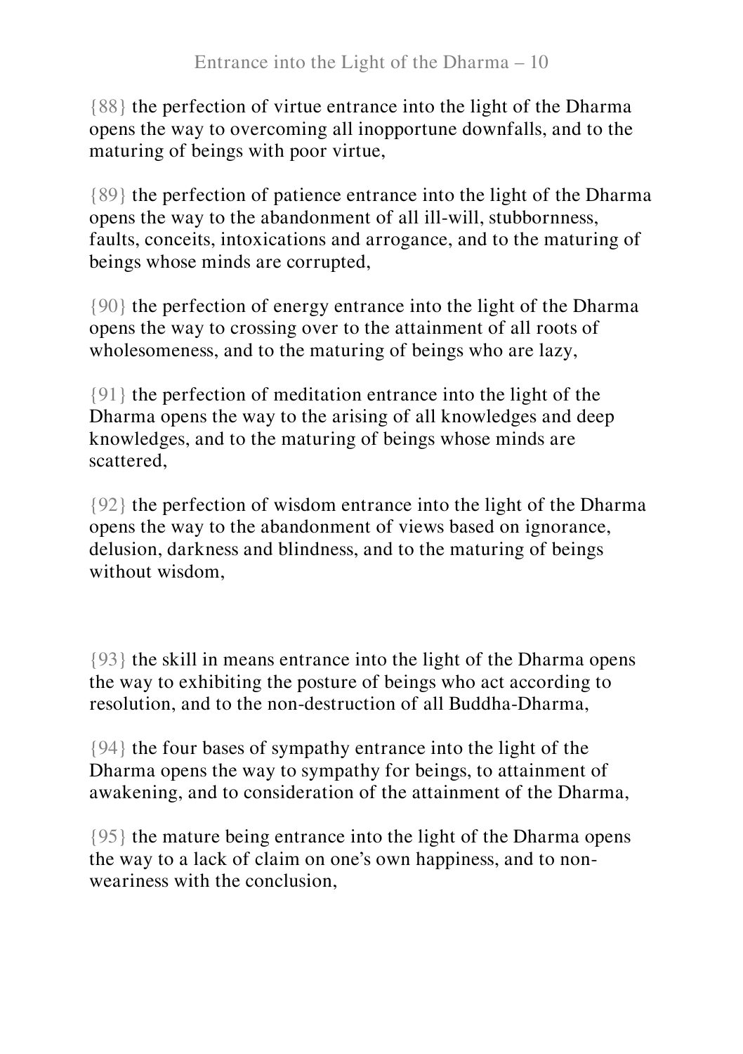{88} the perfection of virtue entrance into the light of the Dharma opens the way to overcoming all inopportune downfalls, and to the maturing of beings with poor virtue,

{89} the perfection of patience entrance into the light of the Dharma opens the way to the abandonment of all ill-will, stubbornness, faults, conceits, intoxications and arrogance, and to the maturing of beings whose minds are corrupted,

{90} the perfection of energy entrance into the light of the Dharma opens the way to crossing over to the attainment of all roots of wholesomeness, and to the maturing of beings who are lazy,

{91} the perfection of meditation entrance into the light of the Dharma opens the way to the arising of all knowledges and deep knowledges, and to the maturing of beings whose minds are scattered,

{92} the perfection of wisdom entrance into the light of the Dharma opens the way to the abandonment of views based on ignorance, delusion, darkness and blindness, and to the maturing of beings without wisdom,

{93} the skill in means entrance into the light of the Dharma opens the way to exhibiting the posture of beings who act according to resolution, and to the non-destruction of all Buddha-Dharma,

{94} the four bases of sympathy entrance into the light of the Dharma opens the way to sympathy for beings, to attainment of awakening, and to consideration of the attainment of the Dharma,

{95} the mature being entrance into the light of the Dharma opens the way to a lack of claim on one's own happiness, and to non-weariness with the conclusion,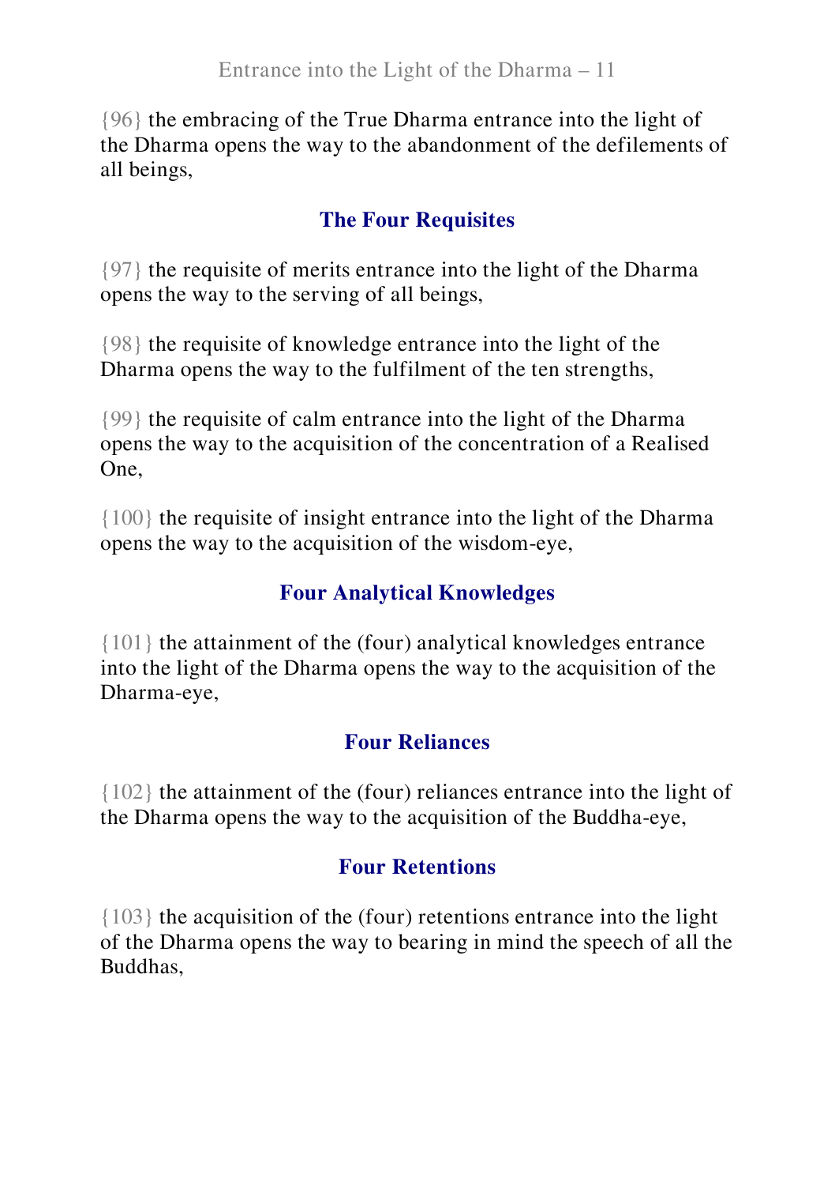{96} the embracing of the True Dharma entrance into the light of the Dharma opens the way to the abandonment of the defilements of all beings,

### The Four Requisites

{97} the requisite of merits entrance into the light of the Dharma opens the way to the serving of all beings,

{98} the requisite of knowledge entrance into the light of the Dharma opens the way to the fulfilment of the ten strengths,

{99} the requisite of calm entrance into the light of the Dharma opens the way to the acquisition of the concentration of a Realised One,

{100} the requisite of insight entrance into the light of the Dharma opens the way to the acquisition of the wisdom-eye,

### Four Analytical Knowledges

{101} the attainment of the (four) analytical knowledges entrance into the light of the Dharma opens the way to the acquisition of the Dharma-eye,

### Four Reliances

{102} the attainment of the (four) reliances entrance into the light of the Dharma opens the way to the acquisition of the Buddha-eye,

### Four Retentions

{103} the acquisition of the (four) retentions entrance into the light of the Dharma opens the way to bearing in mind the speech of all the Buddhas,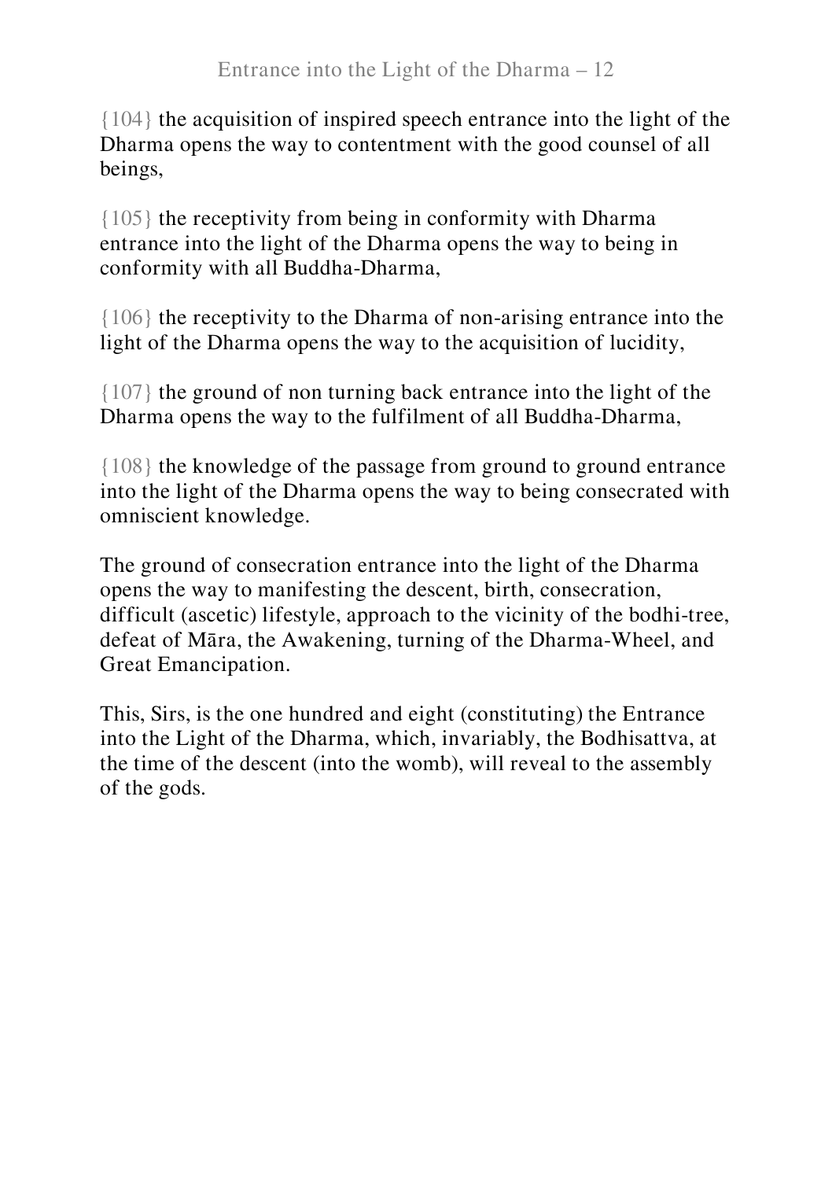{104} the acquisition of inspired speech entrance into the light of the Dharma opens the way to contentment with the good counsel of all beings,

{105} the receptivity from being in conformity with Dharma entrance into the light of the Dharma opens the way to being in conformity with all Buddha-Dharma,

{106} the receptivity to the Dharma of non-arising entrance into the light of the Dharma opens the way to the acquisition of lucidity,

{107} the ground of non turning back entrance into the light of the Dharma opens the way to the fulfilment of all Buddha-Dharma,

{108} the knowledge of the passage from ground to ground entrance into the light of the Dharma opens the way to being consecrated with omniscient knowledge.

The ground of consecration entrance into the light of the Dharma opens the way to manifesting the descent, birth, consecration, difficult (ascetic) lifestyle, approach to the vicinity of the bodhi-tree, defeat of Māra, the Awakening, turning of the Dharma-Wheel, and Great Emancipation.

This, Sirs, is the one hundred and eight (constituting) the Entrance into the Light of the Dharma, which, invariably, the Bodhisattva, at the time of the descent (into the womb), will reveal to the assembly of the gods.